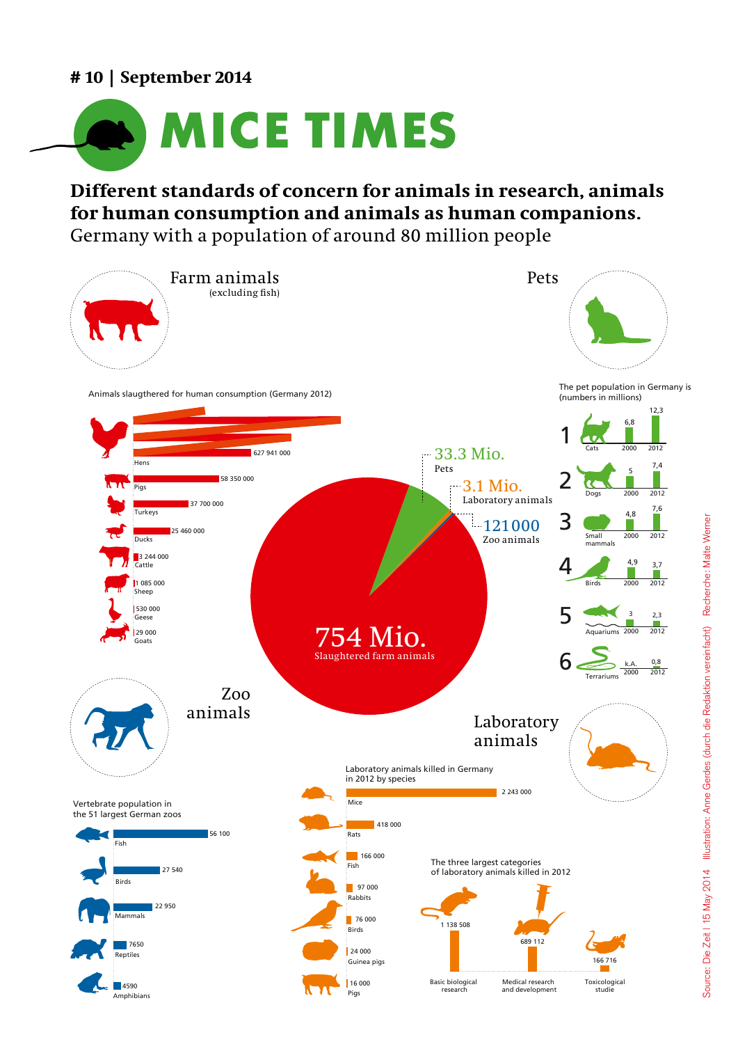# 10 | September 2014

# MICE TIMES

**Different standards of concern for animals in research, animals for human consumption and animals as human companions.**

Germany with a population of around 80 million people

## Farm animals

(excluding fish)

Animals slaugthered for human consumption (Germany 2012)

| Animal | Number |
|---|---|
| Hens | 627 941 000 |
| Pigs | 58 350 000 |
| Turkeys | 37 700 000 |
| Ducks | 25 460 000 |
| Cattle | 3 244 000 |
| Sheep | 1 085 000 |
| Geese | 530 000 |
| Goats | 29 000 |

754 Mio. Slaughtered farm animals

33.3 Mio. Pets

3.1 Mio. Laboratory animals

121 000 Zoo animals

## Pets

The pet population in Germany is (numbers in millions)

| Rank | Pet | 2000 | 2012 |
|---|---|---|---|
| 1 | Cats | 6,8 | 12,3 |
| 2 | Dogs | 5 | 7,4 |
| 3 | Small mammals | 4,8 | 7,6 |
| 4 | Birds | 4,9 | 3,7 |
| 5 | Aquariums | 3 | 2,3 |
| 6 | Terrariums | k.A. | 0,8 |

## Zoo animals

Vertebrate population in the 51 largest German zoos

| Class | Number |
|---|---|
| Fish | 56 100 |
| Birds | 27 540 |
| Mammals | 22 950 |
| Reptiles | 7650 |
| Amphibians | 4590 |

## Laboratory animals

Laboratory animals killed in Germany in 2012 by species

| Species | Number |
|---|---|
| Mice | 2 243 000 |
| Rats | 418 000 |
| Fish | 166 000 |
| Rabbits | 97 000 |
| Birds | 76 000 |
| Guinea pigs | 24 000 |
| Pigs | 16 000 |

The three largest categories of laboratory animals killed in 2012

| Category | Number |
|---|---|
| Basic biological research | 1 138 508 |
| Medical research and development | 689 112 |
| Toxicological studie | 166 716 |

Source: Die Zeit | 15 May 2014 Illustration: Anne Gerdes (durch die Redaktion vereinfacht) Recherche: Malte Werner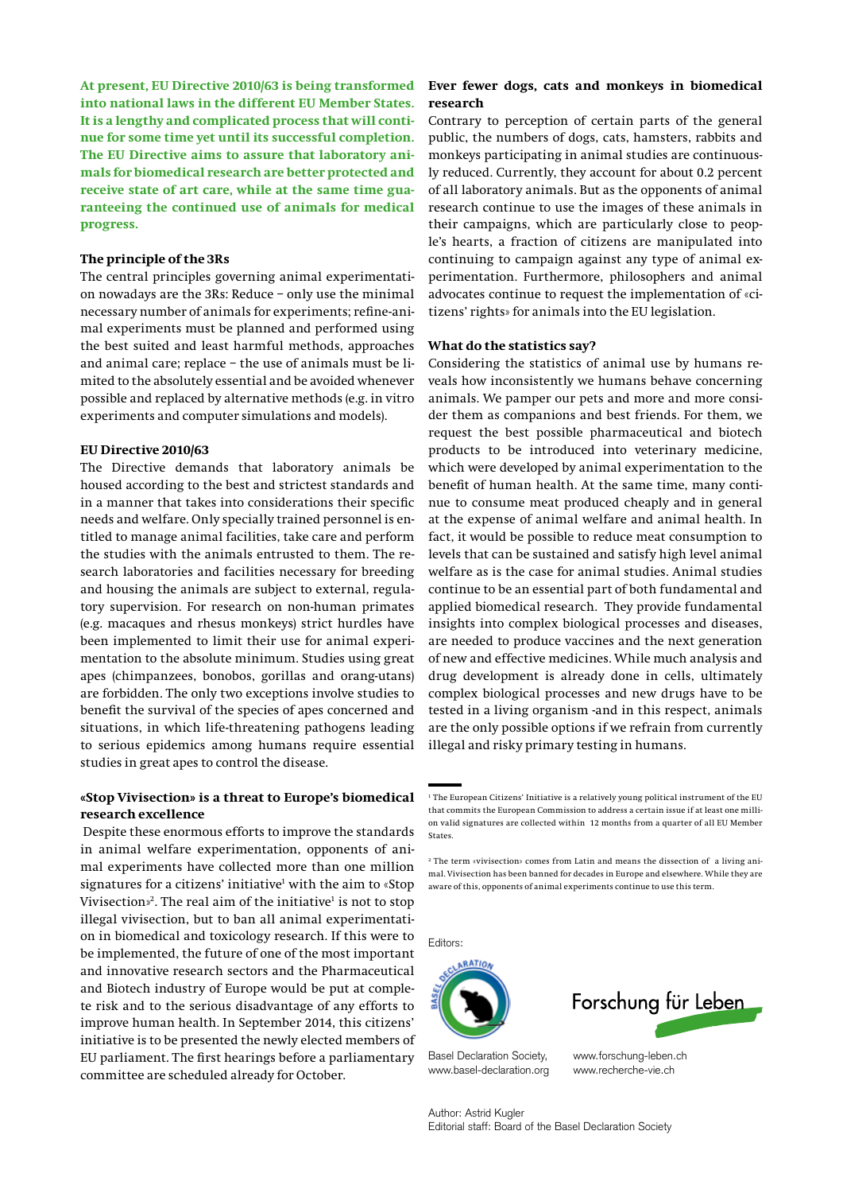**At present, EU Directive 2010/63 is being transformed into national laws in the different EU Member States. It is a lengthy and complicated process that will continue for some time yet until its successful completion. The EU Directive aims to assure that laboratory animals for biomedical research are better protected and receive state of art care, while at the same time guaranteeing the continued use of animals for medical progress.**

### The principle of the 3Rs

The central principles governing animal experimentation nowadays are the 3Rs: Reduce – only use the minimal necessary number of animals for experiments; refine-animal experiments must be planned and performed using the best suited and least harmful methods, approaches and animal care; replace – the use of animals must be limited to the absolutely essential and be avoided whenever possible and replaced by alternative methods (e.g. in vitro experiments and computer simulations and models).

### EU Directive 2010/63

The Directive demands that laboratory animals be housed according to the best and strictest standards and in a manner that takes into considerations their specific needs and welfare. Only specially trained personnel is entitled to manage animal facilities, take care and perform the studies with the animals entrusted to them. The research laboratories and facilities necessary for breeding and housing the animals are subject to external, regulatory supervision. For research on non-human primates (e.g. macaques and rhesus monkeys) strict hurdles have been implemented to limit their use for animal experimentation to the absolute minimum. Studies using great apes (chimpanzees, bonobos, gorillas and orang-utans) are forbidden. The only two exceptions involve studies to benefit the survival of the species of apes concerned and situations, in which life-threatening pathogens leading to serious epidemics among humans require essential studies in great apes to control the disease.

### «Stop Vivisection» is a threat to Europe's biomedical research excellence

Despite these enormous efforts to improve the standards in animal welfare experimentation, opponents of animal experiments have collected more than one million signatures for a citizens' initiative[1] with the aim to «Stop Vivisection»[2]. The real aim of the initiative[1] is not to stop illegal vivisection, but to ban all animal experimentation in biomedical and toxicology research. If this were to be implemented, the future of one of the most important and innovative research sectors and the Pharmaceutical and Biotech industry of Europe would be put at complete risk and to the serious disadvantage of any efforts to improve human health. In September 2014, this citizens' initiative is to be presented the newly elected members of EU parliament. The first hearings before a parliamentary committee are scheduled already for October.

### Ever fewer dogs, cats and monkeys in biomedical research

Contrary to perception of certain parts of the general public, the numbers of dogs, cats, hamsters, rabbits and monkeys participating in animal studies are continuously reduced. Currently, they account for about 0.2 percent of all laboratory animals. But as the opponents of animal research continue to use the images of these animals in their campaigns, which are particularly close to people's hearts, a fraction of citizens are manipulated into continuing to campaign against any type of animal experimentation. Furthermore, philosophers and animal advocates continue to request the implementation of «citizens' rights» for animals into the EU legislation.

### What do the statistics say?

Considering the statistics of animal use by humans reveals how inconsistently we humans behave concerning animals. We pamper our pets and more and more consider them as companions and best friends. For them, we request the best possible pharmaceutical and biotech products to be introduced into veterinary medicine, which were developed by animal experimentation to the benefit of human health. At the same time, many continue to consume meat produced cheaply and in general at the expense of animal welfare and animal health. In fact, it would be possible to reduce meat consumption to levels that can be sustained and satisfy high level animal welfare as is the case for animal studies. Animal studies continue to be an essential part of both fundamental and applied biomedical research. They provide fundamental insights into complex biological processes and diseases, are needed to produce vaccines and the next generation of new and effective medicines. While much analysis and drug development is already done in cells, ultimately complex biological processes and new drugs have to be tested in a living organism -and in this respect, animals are the only possible options if we refrain from currently illegal and risky primary testing in humans.

---

[1] The European Citizens' Initiative is a relatively young political instrument of the EU that commits the European Commission to address a certain issue if at least one million valid signatures are collected within 12 months from a quarter of all EU Member States.

[2] The term «vivisection» comes from Latin and means the dissection of a living animal. Vivisection has been banned for decades in Europe and elsewhere. While they are aware of this, opponents of animal experiments continue to use this term.

Editors:

Basel Declaration Society, www.basel-declaration.org

Forschung für Leben, www.forschung-leben.ch, www.recherche-vie.ch

Author: Astrid Kugler
Editorial staff: Board of the Basel Declaration Society